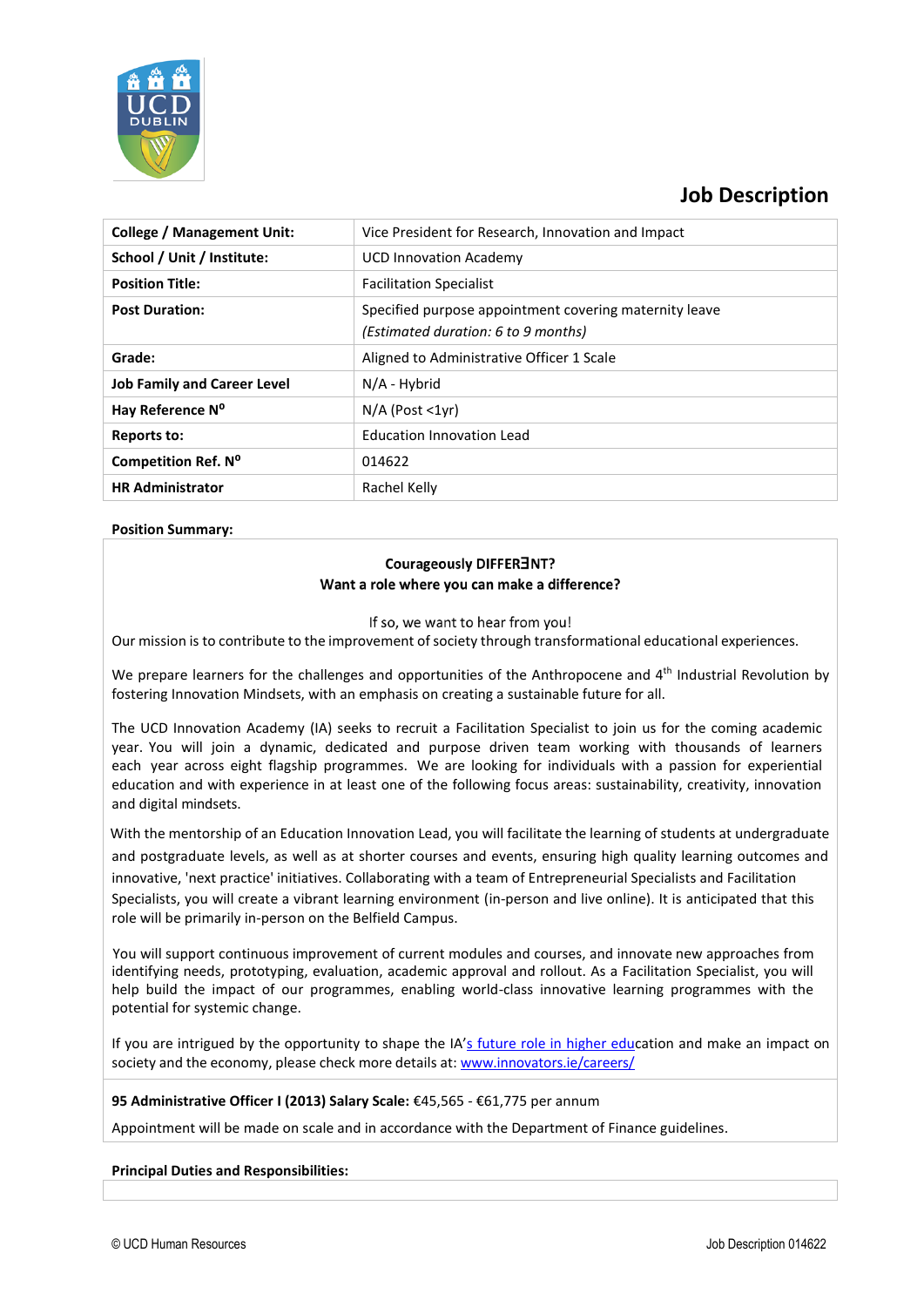# Job Description

| College / Management Unit: | Vice President for Research, Innovation and Impact |
|---|---|
| School / Unit / Institute: | UCD Innovation Academy |
| Position Title: | Facilitation Specialist |
| Post Duration: | Specified purpose appointment covering maternity leave *(Estimated duration: 6 to 9 months)* |
| Grade: | Aligned to Administrative Officer 1 Scale |
| Job Family and Career Level | N/A - Hybrid |
| Hay Reference N° | N/A (Post <1yr) |
| Reports to: | Education Innovation Lead |
| Competition Ref. N° | 014622 |
| HR Administrator | Rachel Kelly |

**Position Summary:**

**Courageously DIFFERƎNT?**
**Want a role where you can make a difference?**

If so, we want to hear from you!

Our mission is to contribute to the improvement of society through transformational educational experiences.

We prepare learners for the challenges and opportunities of the Anthropocene and 4th Industrial Revolution by fostering Innovation Mindsets, with an emphasis on creating a sustainable future for all.

The UCD Innovation Academy (IA) seeks to recruit a Facilitation Specialist to join us for the coming academic year. You will join a dynamic, dedicated and purpose driven team working with thousands of learners each year across eight flagship programmes. We are looking for individuals with a passion for experiential education and with experience in at least one of the following focus areas: sustainability, creativity, innovation and digital mindsets.

With the mentorship of an Education Innovation Lead, you will facilitate the learning of students at undergraduate and postgraduate levels, as well as at shorter courses and events, ensuring high quality learning outcomes and innovative, 'next practice' initiatives. Collaborating with a team of Entrepreneurial Specialists and Facilitation Specialists, you will create a vibrant learning environment (in-person and live online). It is anticipated that this role will be primarily in-person on the Belfield Campus.

You will support continuous improvement of current modules and courses, and innovate new approaches from identifying needs, prototyping, evaluation, academic approval and rollout. As a Facilitation Specialist, you will help build the impact of our programmes, enabling world-class innovative learning programmes with the potential for systemic change.

If you are intrigued by the opportunity to shape the IA's future role in higher education and make an impact on society and the economy, please check more details at: www.innovators.ie/careers/

**95 Administrative Officer I (2013) Salary Scale:** €45,565 - €61,775 per annum

Appointment will be made on scale and in accordance with the Department of Finance guidelines.

**Principal Duties and Responsibilities:**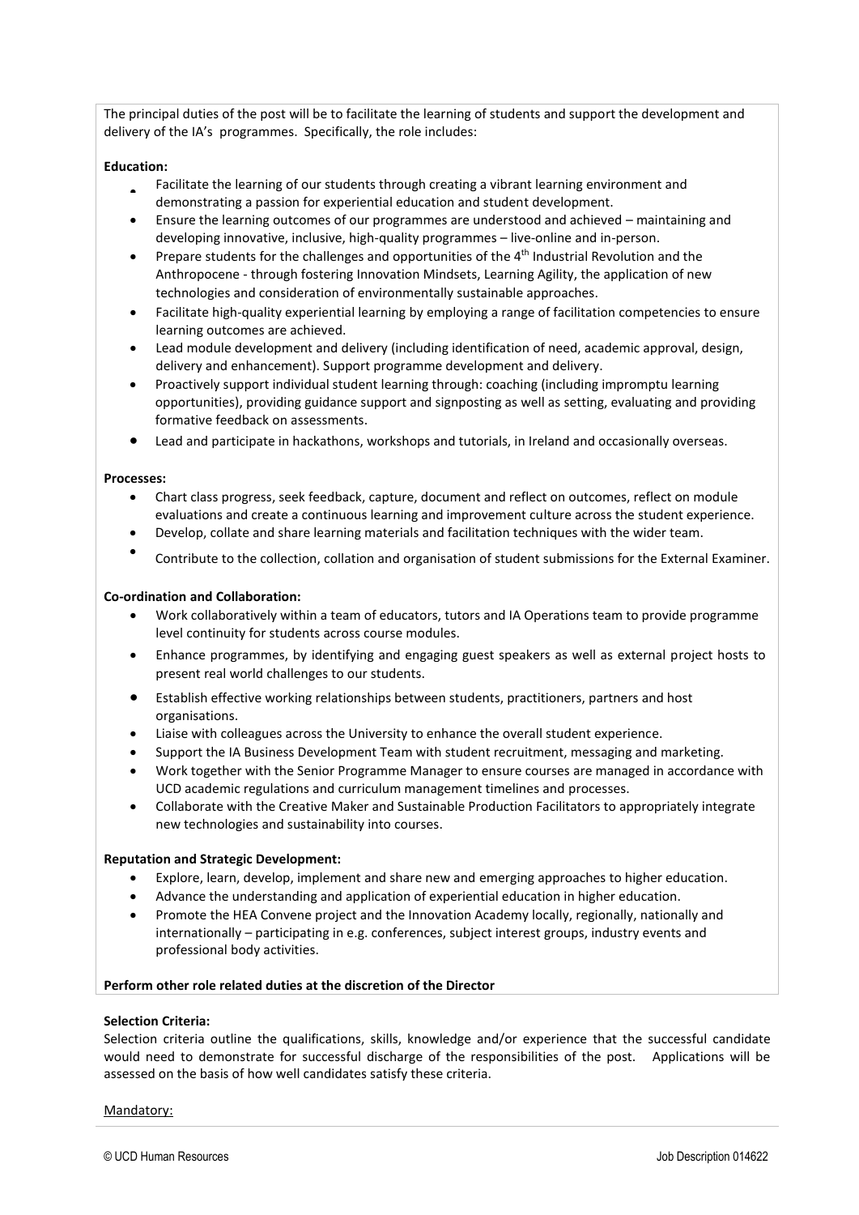The principal duties of the post will be to facilitate the learning of students and support the development and delivery of the IA's programmes. Specifically, the role includes:

**Education:**

- Facilitate the learning of our students through creating a vibrant learning environment and demonstrating a passion for experiential education and student development.
- Ensure the learning outcomes of our programmes are understood and achieved – maintaining and developing innovative, inclusive, high-quality programmes – live-online and in-person.
- Prepare students for the challenges and opportunities of the 4th Industrial Revolution and the Anthropocene - through fostering Innovation Mindsets, Learning Agility, the application of new technologies and consideration of environmentally sustainable approaches.
- Facilitate high-quality experiential learning by employing a range of facilitation competencies to ensure learning outcomes are achieved.
- Lead module development and delivery (including identification of need, academic approval, design, delivery and enhancement). Support programme development and delivery.
- Proactively support individual student learning through: coaching (including impromptu learning opportunities), providing guidance support and signposting as well as setting, evaluating and providing formative feedback on assessments.
- Lead and participate in hackathons, workshops and tutorials, in Ireland and occasionally overseas.

**Processes:**

- Chart class progress, seek feedback, capture, document and reflect on outcomes, reflect on module evaluations and create a continuous learning and improvement culture across the student experience.
- Develop, collate and share learning materials and facilitation techniques with the wider team.
- Contribute to the collection, collation and organisation of student submissions for the External Examiner.

**Co-ordination and Collaboration:**

- Work collaboratively within a team of educators, tutors and IA Operations team to provide programme level continuity for students across course modules.
- Enhance programmes, by identifying and engaging guest speakers as well as external project hosts to present real world challenges to our students.
- Establish effective working relationships between students, practitioners, partners and host organisations.
- Liaise with colleagues across the University to enhance the overall student experience.
- Support the IA Business Development Team with student recruitment, messaging and marketing.
- Work together with the Senior Programme Manager to ensure courses are managed in accordance with UCD academic regulations and curriculum management timelines and processes.
- Collaborate with the Creative Maker and Sustainable Production Facilitators to appropriately integrate new technologies and sustainability into courses.

**Reputation and Strategic Development:**

- Explore, learn, develop, implement and share new and emerging approaches to higher education.
- Advance the understanding and application of experiential education in higher education.
- Promote the HEA Convene project and the Innovation Academy locally, regionally, nationally and internationally – participating in e.g. conferences, subject interest groups, industry events and professional body activities.

**Perform other role related duties at the discretion of the Director**

**Selection Criteria:**

Selection criteria outline the qualifications, skills, knowledge and/or experience that the successful candidate would need to demonstrate for successful discharge of the responsibilities of the post. Applications will be assessed on the basis of how well candidates satisfy these criteria.

Mandatory: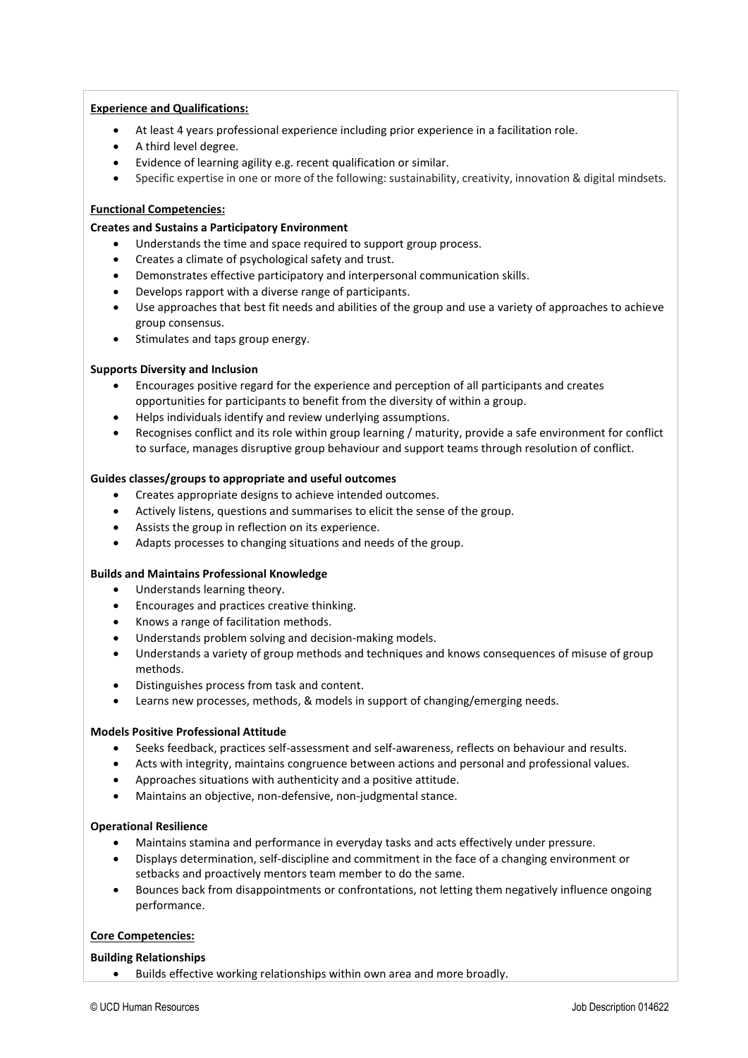**Experience and Qualifications:**

- At least 4 years professional experience including prior experience in a facilitation role.
- A third level degree.
- Evidence of learning agility e.g. recent qualification or similar.
- Specific expertise in one or more of the following: sustainability, creativity, innovation & digital mindsets.

**Functional Competencies:**

**Creates and Sustains a Participatory Environment**

- Understands the time and space required to support group process.
- Creates a climate of psychological safety and trust.
- Demonstrates effective participatory and interpersonal communication skills.
- Develops rapport with a diverse range of participants.
- Use approaches that best fit needs and abilities of the group and use a variety of approaches to achieve group consensus.
- Stimulates and taps group energy.

**Supports Diversity and Inclusion**

- Encourages positive regard for the experience and perception of all participants and creates opportunities for participants to benefit from the diversity of within a group.
- Helps individuals identify and review underlying assumptions.
- Recognises conflict and its role within group learning / maturity, provide a safe environment for conflict to surface, manages disruptive group behaviour and support teams through resolution of conflict.

**Guides classes/groups to appropriate and useful outcomes**

- Creates appropriate designs to achieve intended outcomes.
- Actively listens, questions and summarises to elicit the sense of the group.
- Assists the group in reflection on its experience.
- Adapts processes to changing situations and needs of the group.

**Builds and Maintains Professional Knowledge**

- Understands learning theory.
- Encourages and practices creative thinking.
- Knows a range of facilitation methods.
- Understands problem solving and decision-making models.
- Understands a variety of group methods and techniques and knows consequences of misuse of group methods.
- Distinguishes process from task and content.
- Learns new processes, methods, & models in support of changing/emerging needs.

**Models Positive Professional Attitude**

- Seeks feedback, practices self-assessment and self-awareness, reflects on behaviour and results.
- Acts with integrity, maintains congruence between actions and personal and professional values.
- Approaches situations with authenticity and a positive attitude.
- Maintains an objective, non-defensive, non-judgmental stance.

**Operational Resilience**

- Maintains stamina and performance in everyday tasks and acts effectively under pressure.
- Displays determination, self-discipline and commitment in the face of a changing environment or setbacks and proactively mentors team member to do the same.
- Bounces back from disappointments or confrontations, not letting them negatively influence ongoing performance.

**Core Competencies:**

**Building Relationships**

- Builds effective working relationships within own area and more broadly.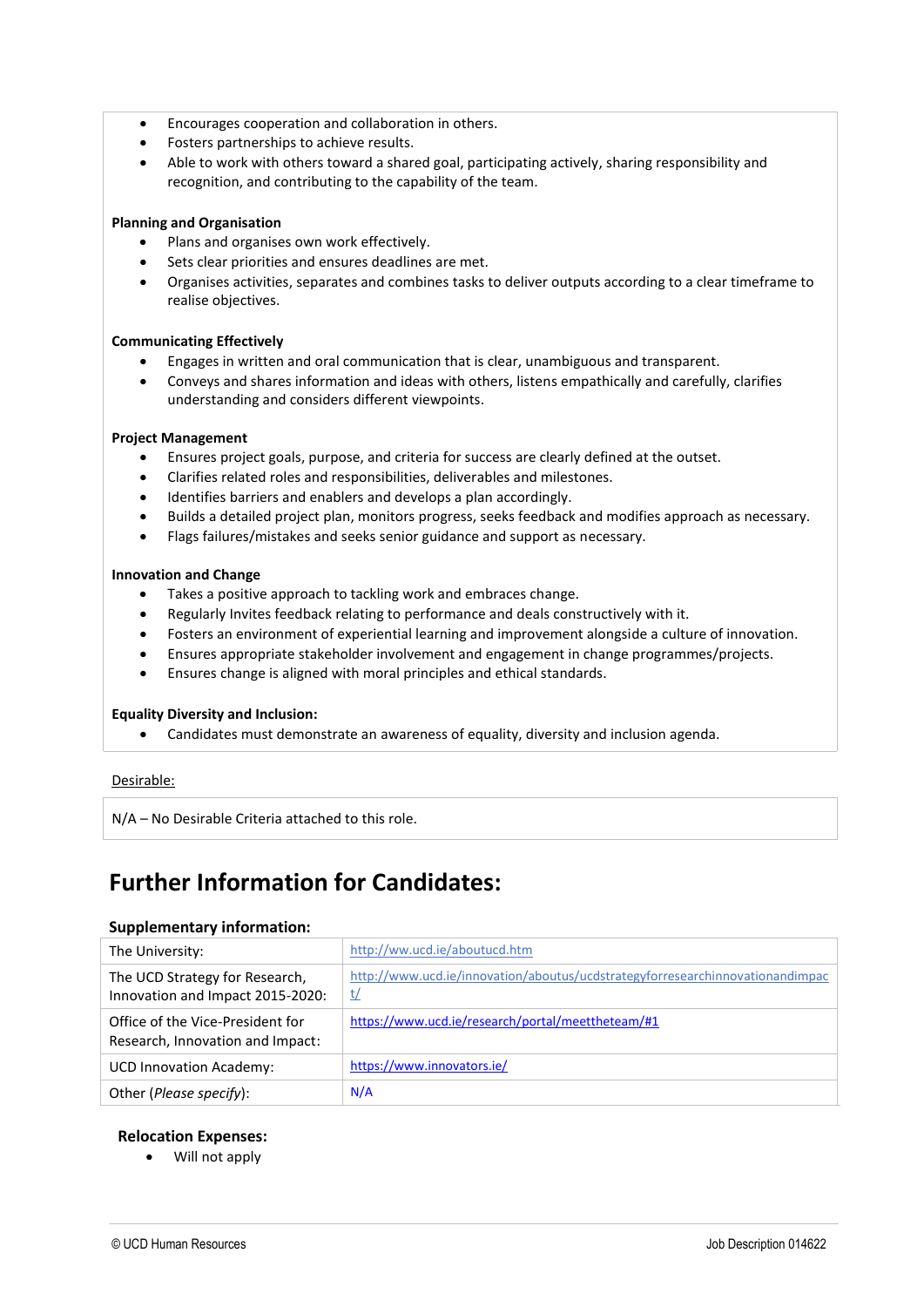- Encourages cooperation and collaboration in others.
- Fosters partnerships to achieve results.
- Able to work with others toward a shared goal, participating actively, sharing responsibility and recognition, and contributing to the capability of the team.

**Planning and Organisation**

- Plans and organises own work effectively.
- Sets clear priorities and ensures deadlines are met.
- Organises activities, separates and combines tasks to deliver outputs according to a clear timeframe to realise objectives.

**Communicating Effectively**

- Engages in written and oral communication that is clear, unambiguous and transparent.
- Conveys and shares information and ideas with others, listens empathically and carefully, clarifies understanding and considers different viewpoints.

**Project Management**

- Ensures project goals, purpose, and criteria for success are clearly defined at the outset.
- Clarifies related roles and responsibilities, deliverables and milestones.
- Identifies barriers and enablers and develops a plan accordingly.
- Builds a detailed project plan, monitors progress, seeks feedback and modifies approach as necessary.
- Flags failures/mistakes and seeks senior guidance and support as necessary.

**Innovation and Change**

- Takes a positive approach to tackling work and embraces change.
- Regularly Invites feedback relating to performance and deals constructively with it.
- Fosters an environment of experiential learning and improvement alongside a culture of innovation.
- Ensures appropriate stakeholder involvement and engagement in change programmes/projects.
- Ensures change is aligned with moral principles and ethical standards.

**Equality Diversity and Inclusion:**

- Candidates must demonstrate an awareness of equality, diversity and inclusion agenda.

Desirable:

N/A – No Desirable Criteria attached to this role.

# Further Information for Candidates:

### Supplementary information:

| | |
|---|---|
| The University: | http://ww.ucd.ie/aboutucd.htm |
| The UCD Strategy for Research, Innovation and Impact 2015-2020: | http://www.ucd.ie/innovation/aboutus/ucdstrategyforresearchinnovationandimpact/ |
| Office of the Vice-President for Research, Innovation and Impact: | https://www.ucd.ie/research/portal/meettheteam/#1 |
| UCD Innovation Academy: | https://www.innovators.ie/ |
| Other (*Please specify*): | N/A |

### Relocation Expenses:

- Will not apply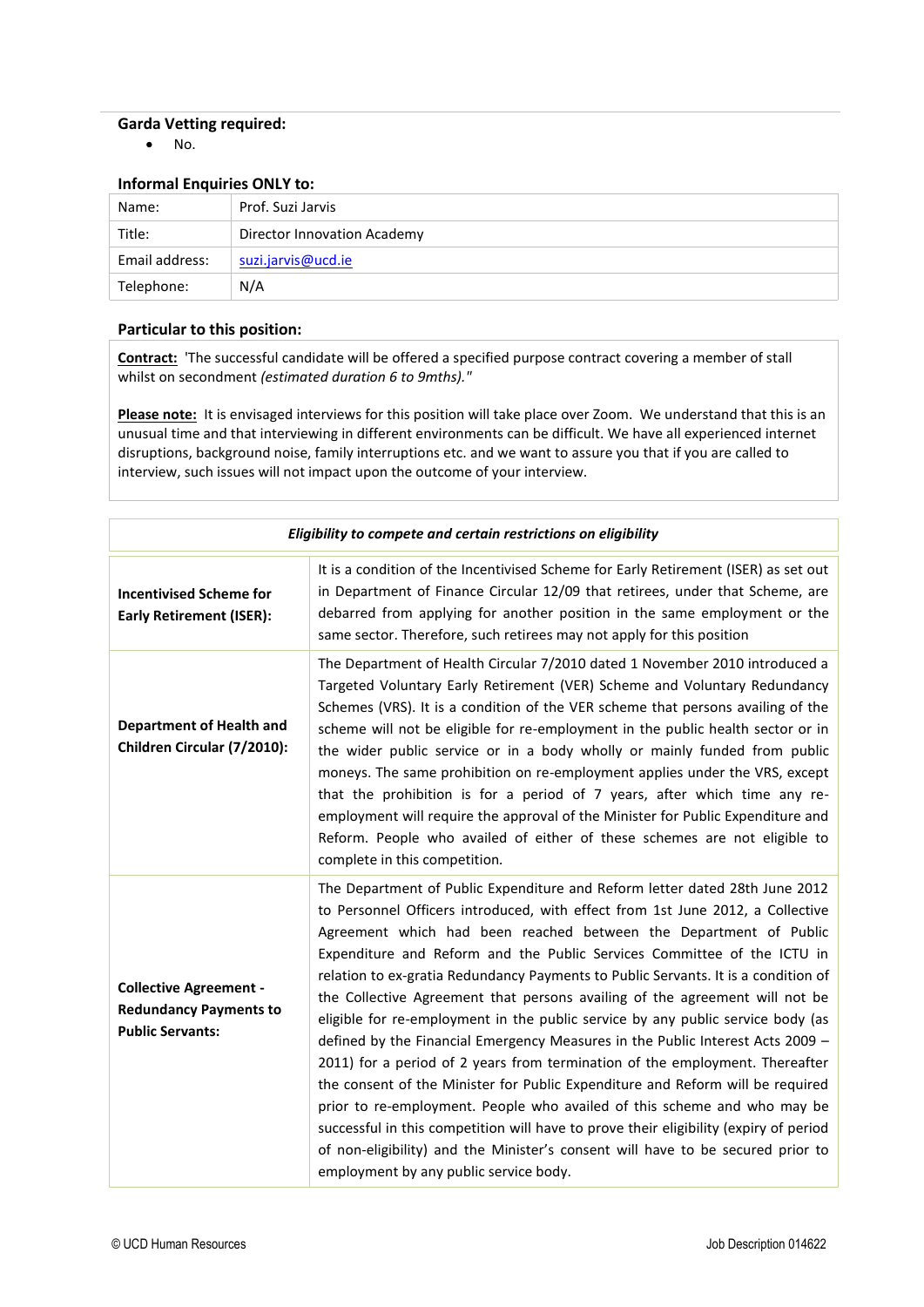### Garda Vetting required:

- No.

### Informal Enquiries ONLY to:

| Name: | Prof. Suzi Jarvis |
|---|---|
| Title: | Director Innovation Academy |
| Email address: | suzi.jarvis@ucd.ie |
| Telephone: | N/A |

### Particular to this position:

**Contract:** 'The successful candidate will be offered a specified purpose contract covering a member of stall whilst on secondment *(estimated duration 6 to 9mths)."*

**Please note:** It is envisaged interviews for this position will take place over Zoom. We understand that this is an unusual time and that interviewing in different environments can be difficult. We have all experienced internet disruptions, background noise, family interruptions etc. and we want to assure you that if you are called to interview, such issues will not impact upon the outcome of your interview.

| *Eligibility to compete and certain restrictions on eligibility* | |
|---|---|
| **Incentivised Scheme for Early Retirement (ISER):** | It is a condition of the Incentivised Scheme for Early Retirement (ISER) as set out in Department of Finance Circular 12/09 that retirees, under that Scheme, are debarred from applying for another position in the same employment or the same sector. Therefore, such retirees may not apply for this position |
| **Department of Health and Children Circular (7/2010):** | The Department of Health Circular 7/2010 dated 1 November 2010 introduced a Targeted Voluntary Early Retirement (VER) Scheme and Voluntary Redundancy Schemes (VRS). It is a condition of the VER scheme that persons availing of the scheme will not be eligible for re-employment in the public health sector or in the wider public service or in a body wholly or mainly funded from public moneys. The same prohibition on re-employment applies under the VRS, except that the prohibition is for a period of 7 years, after which time any re-employment will require the approval of the Minister for Public Expenditure and Reform. People who availed of either of these schemes are not eligible to complete in this competition. |
| **Collective Agreement - Redundancy Payments to Public Servants:** | The Department of Public Expenditure and Reform letter dated 28th June 2012 to Personnel Officers introduced, with effect from 1st June 2012, a Collective Agreement which had been reached between the Department of Public Expenditure and Reform and the Public Services Committee of the ICTU in relation to ex-gratia Redundancy Payments to Public Servants. It is a condition of the Collective Agreement that persons availing of the agreement will not be eligible for re-employment in the public service by any public service body (as defined by the Financial Emergency Measures in the Public Interest Acts 2009 – 2011) for a period of 2 years from termination of the employment. Thereafter the consent of the Minister for Public Expenditure and Reform will be required prior to re-employment. People who availed of this scheme and who may be successful in this competition will have to prove their eligibility (expiry of period of non-eligibility) and the Minister's consent will have to be secured prior to employment by any public service body. |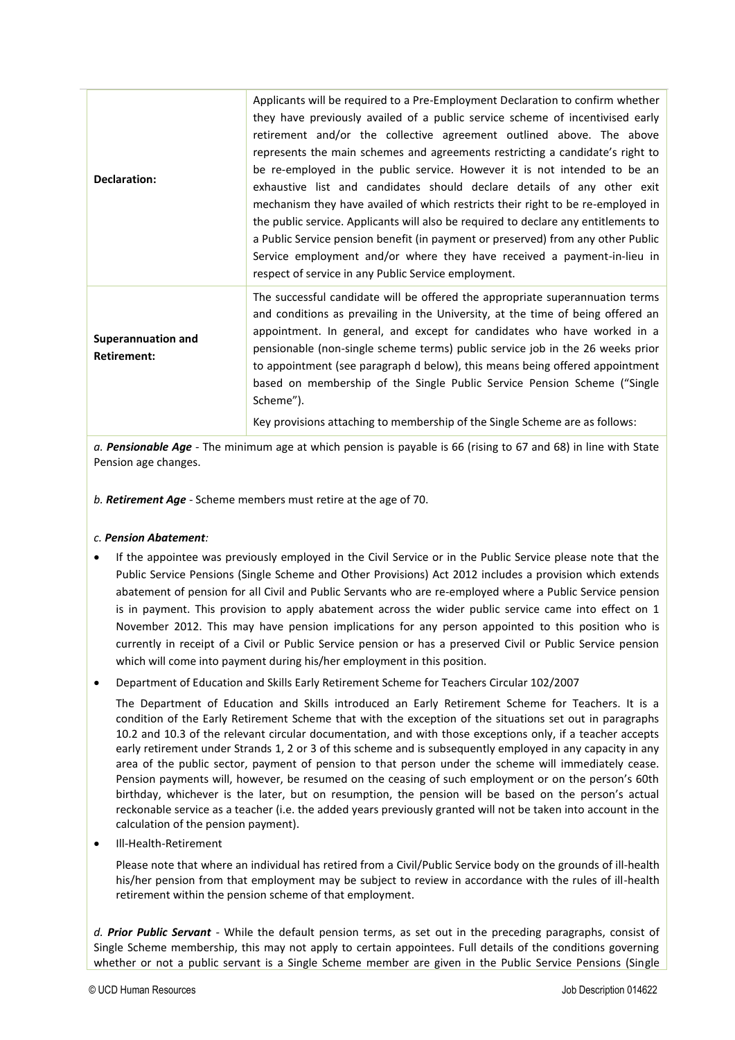| | |
|---|---|
| **Declaration:** | Applicants will be required to a Pre-Employment Declaration to confirm whether they have previously availed of a public service scheme of incentivised early retirement and/or the collective agreement outlined above. The above represents the main schemes and agreements restricting a candidate's right to be re-employed in the public service. However it is not intended to be an exhaustive list and candidates should declare details of any other exit mechanism they have availed of which restricts their right to be re-employed in the public service. Applicants will also be required to declare any entitlements to a Public Service pension benefit (in payment or preserved) from any other Public Service employment and/or where they have received a payment-in-lieu in respect of service in any Public Service employment. |
| **Superannuation and Retirement:** | The successful candidate will be offered the appropriate superannuation terms and conditions as prevailing in the University, at the time of being offered an appointment. In general, and except for candidates who have worked in a pensionable (non-single scheme terms) public service job in the 26 weeks prior to appointment (see paragraph d below), this means being offered appointment based on membership of the Single Public Service Pension Scheme ("Single Scheme").<br><br>Key provisions attaching to membership of the Single Scheme are as follows: |

*a. **Pensionable Age*** - The minimum age at which pension is payable is 66 (rising to 67 and 68) in line with State Pension age changes.

*b. **Retirement Age*** - Scheme members must retire at the age of 70.

*c. **Pension Abatement**:*

- If the appointee was previously employed in the Civil Service or in the Public Service please note that the Public Service Pensions (Single Scheme and Other Provisions) Act 2012 includes a provision which extends abatement of pension for all Civil and Public Servants who are re-employed where a Public Service pension is in payment. This provision to apply abatement across the wider public service came into effect on 1 November 2012. This may have pension implications for any person appointed to this position who is currently in receipt of a Civil or Public Service pension or has a preserved Civil or Public Service pension which will come into payment during his/her employment in this position.
- Department of Education and Skills Early Retirement Scheme for Teachers Circular 102/2007

  The Department of Education and Skills introduced an Early Retirement Scheme for Teachers. It is a condition of the Early Retirement Scheme that with the exception of the situations set out in paragraphs 10.2 and 10.3 of the relevant circular documentation, and with those exceptions only, if a teacher accepts early retirement under Strands 1, 2 or 3 of this scheme and is subsequently employed in any capacity in any area of the public sector, payment of pension to that person under the scheme will immediately cease. Pension payments will, however, be resumed on the ceasing of such employment or on the person's 60th birthday, whichever is the later, but on resumption, the pension will be based on the person's actual reckonable service as a teacher (i.e. the added years previously granted will not be taken into account in the calculation of the pension payment).
- Ill-Health-Retirement

  Please note that where an individual has retired from a Civil/Public Service body on the grounds of ill-health his/her pension from that employment may be subject to review in accordance with the rules of ill-health retirement within the pension scheme of that employment.

*d. **Prior Public Servant*** - While the default pension terms, as set out in the preceding paragraphs, consist of Single Scheme membership, this may not apply to certain appointees. Full details of the conditions governing whether or not a public servant is a Single Scheme member are given in the Public Service Pensions (Single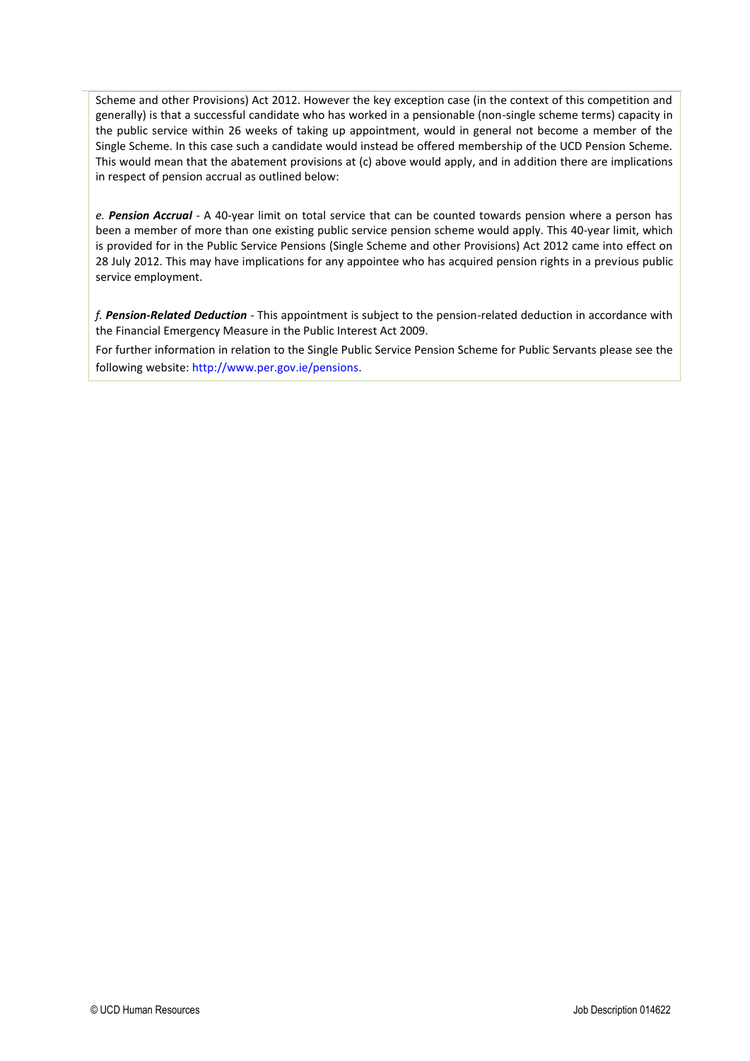Scheme and other Provisions) Act 2012. However the key exception case (in the context of this competition and generally) is that a successful candidate who has worked in a pensionable (non-single scheme terms) capacity in the public service within 26 weeks of taking up appointment, would in general not become a member of the Single Scheme. In this case such a candidate would instead be offered membership of the UCD Pension Scheme. This would mean that the abatement provisions at (c) above would apply, and in addition there are implications in respect of pension accrual as outlined below:

*e.* ***Pension Accrual*** - A 40-year limit on total service that can be counted towards pension where a person has been a member of more than one existing public service pension scheme would apply. This 40-year limit, which is provided for in the Public Service Pensions (Single Scheme and other Provisions) Act 2012 came into effect on 28 July 2012. This may have implications for any appointee who has acquired pension rights in a previous public service employment.

*f.* ***Pension-Related Deduction*** - This appointment is subject to the pension-related deduction in accordance with the Financial Emergency Measure in the Public Interest Act 2009.

For further information in relation to the Single Public Service Pension Scheme for Public Servants please see the following website: http://www.per.gov.ie/pensions.